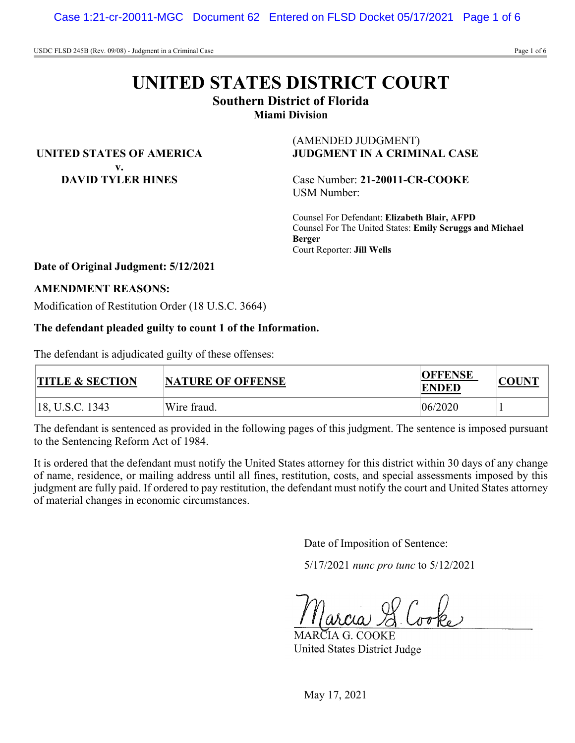# UNITED STATES DISTRICT COURT

## Southern District of Florida

### Miami Division

**UNITED STATES OF AMERICA**
**v.**
**DAVID TYLER HINES**

(AMENDED JUDGMENT)
**JUDGMENT IN A CRIMINAL CASE**

Case Number: **21-20011-CR-COOKE**
USM Number:

Counsel For Defendant: **Elizabeth Blair, AFPD**
Counsel For The United States: **Emily Scruggs and Michael Berger**
Court Reporter: **Jill Wells**

**Date of Original Judgment: 5/12/2021**

**AMENDMENT REASONS:**

Modification of Restitution Order (18 U.S.C. 3664)

**The defendant pleaded guilty to count 1 of the Information.**

The defendant is adjudicated guilty of these offenses:

| TITLE & SECTION | NATURE OF OFFENSE | OFFENSE ENDED | COUNT |
|---|---|---|---|
| 18, U.S.C. 1343 | Wire fraud. | 06/2020 | 1 |

The defendant is sentenced as provided in the following pages of this judgment. The sentence is imposed pursuant to the Sentencing Reform Act of 1984.

It is ordered that the defendant must notify the United States attorney for this district within 30 days of any change of name, residence, or mailing address until all fines, restitution, costs, and special assessments imposed by this judgment are fully paid. If ordered to pay restitution, the defendant must notify the court and United States attorney of material changes in economic circumstances.

Date of Imposition of Sentence:

5/17/2021 *nunc pro tunc* to 5/12/2021

Marcia G. Cooke

MARCIA G. COOKE
United States District Judge

May 17, 2021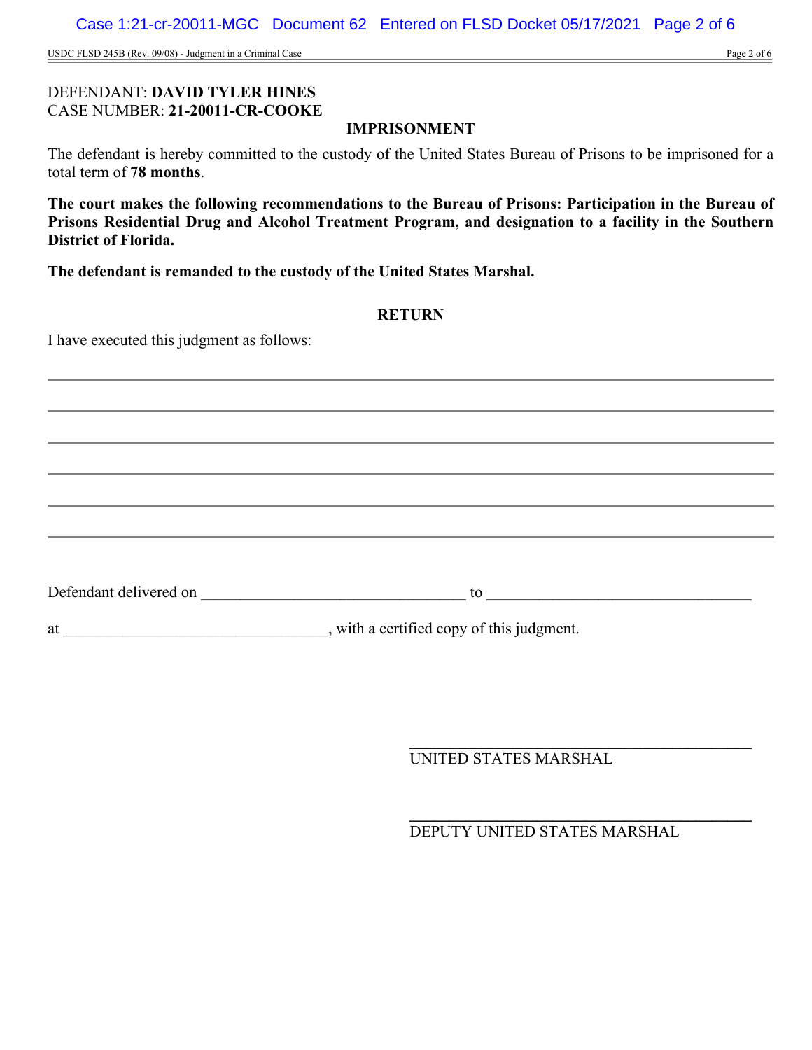DEFENDANT: **DAVID TYLER HINES**
CASE NUMBER: **21-20011-CR-COOKE**

## IMPRISONMENT

The defendant is hereby committed to the custody of the United States Bureau of Prisons to be imprisoned for a total term of **78 months**.

**The court makes the following recommendations to the Bureau of Prisons: Participation in the Bureau of Prisons Residential Drug and Alcohol Treatment Program, and designation to a facility in the Southern District of Florida.**

**The defendant is remanded to the custody of the United States Marshal.**

## RETURN

I have executed this judgment as follows:

___________________________________________

___________________________________________

___________________________________________

___________________________________________

___________________________________________

___________________________________________

Defendant delivered on _________________________________ to _________________________________

at _________________________________, with a certified copy of this judgment.

___________________________________________
UNITED STATES MARSHAL

___________________________________________
DEPUTY UNITED STATES MARSHAL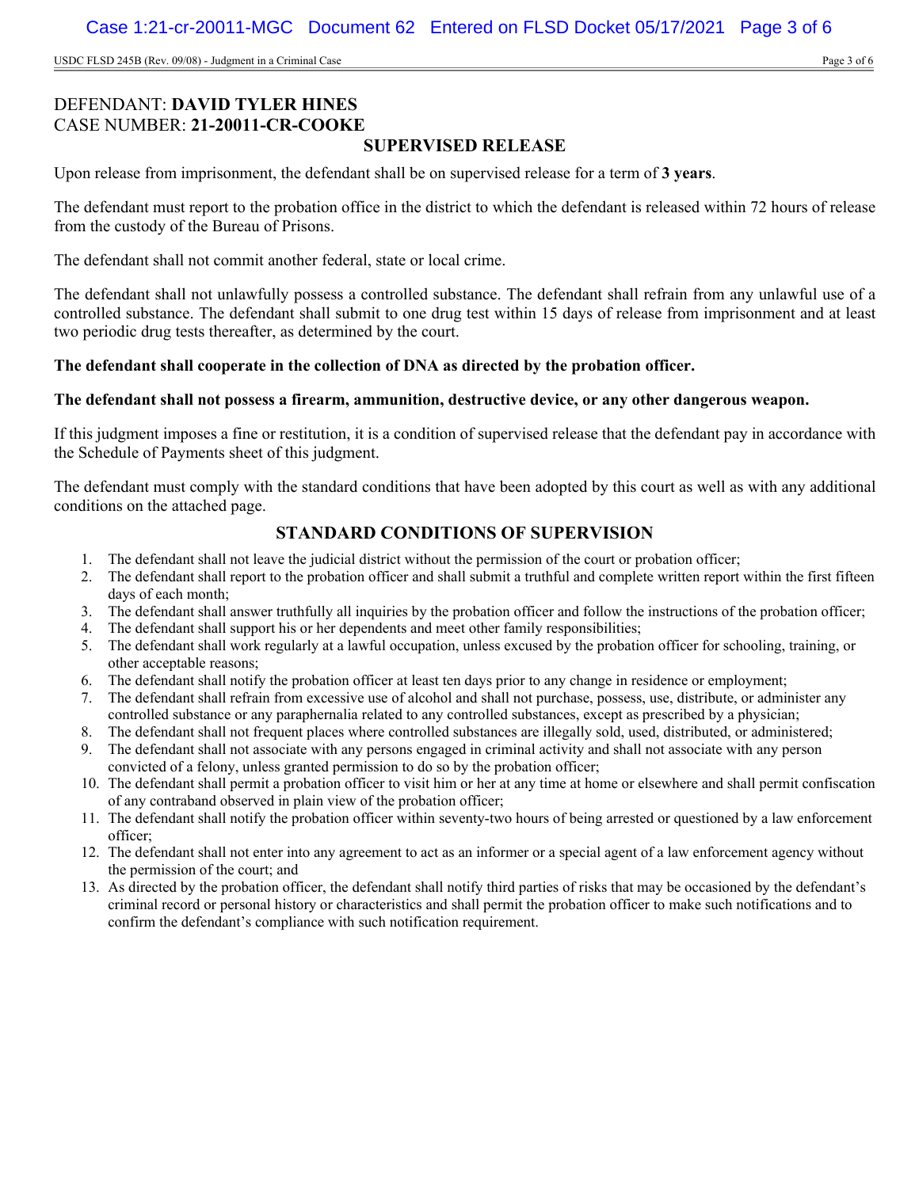DEFENDANT: **DAVID TYLER HINES**
CASE NUMBER: **21-20011-CR-COOKE**

## SUPERVISED RELEASE

Upon release from imprisonment, the defendant shall be on supervised release for a term of **3 years**.

The defendant must report to the probation office in the district to which the defendant is released within 72 hours of release from the custody of the Bureau of Prisons.

The defendant shall not commit another federal, state or local crime.

The defendant shall not unlawfully possess a controlled substance. The defendant shall refrain from any unlawful use of a controlled substance. The defendant shall submit to one drug test within 15 days of release from imprisonment and at least two periodic drug tests thereafter, as determined by the court.

**The defendant shall cooperate in the collection of DNA as directed by the probation officer.**

**The defendant shall not possess a firearm, ammunition, destructive device, or any other dangerous weapon.**

If this judgment imposes a fine or restitution, it is a condition of supervised release that the defendant pay in accordance with the Schedule of Payments sheet of this judgment.

The defendant must comply with the standard conditions that have been adopted by this court as well as with any additional conditions on the attached page.

## STANDARD CONDITIONS OF SUPERVISION

1. The defendant shall not leave the judicial district without the permission of the court or probation officer;
2. The defendant shall report to the probation officer and shall submit a truthful and complete written report within the first fifteen days of each month;
3. The defendant shall answer truthfully all inquiries by the probation officer and follow the instructions of the probation officer;
4. The defendant shall support his or her dependents and meet other family responsibilities;
5. The defendant shall work regularly at a lawful occupation, unless excused by the probation officer for schooling, training, or other acceptable reasons;
6. The defendant shall notify the probation officer at least ten days prior to any change in residence or employment;
7. The defendant shall refrain from excessive use of alcohol and shall not purchase, possess, use, distribute, or administer any controlled substance or any paraphernalia related to any controlled substances, except as prescribed by a physician;
8. The defendant shall not frequent places where controlled substances are illegally sold, used, distributed, or administered;
9. The defendant shall not associate with any persons engaged in criminal activity and shall not associate with any person convicted of a felony, unless granted permission to do so by the probation officer;
10. The defendant shall permit a probation officer to visit him or her at any time at home or elsewhere and shall permit confiscation of any contraband observed in plain view of the probation officer;
11. The defendant shall notify the probation officer within seventy-two hours of being arrested or questioned by a law enforcement officer;
12. The defendant shall not enter into any agreement to act as an informer or a special agent of a law enforcement agency without the permission of the court; and
13. As directed by the probation officer, the defendant shall notify third parties of risks that may be occasioned by the defendant's criminal record or personal history or characteristics and shall permit the probation officer to make such notifications and to confirm the defendant's compliance with such notification requirement.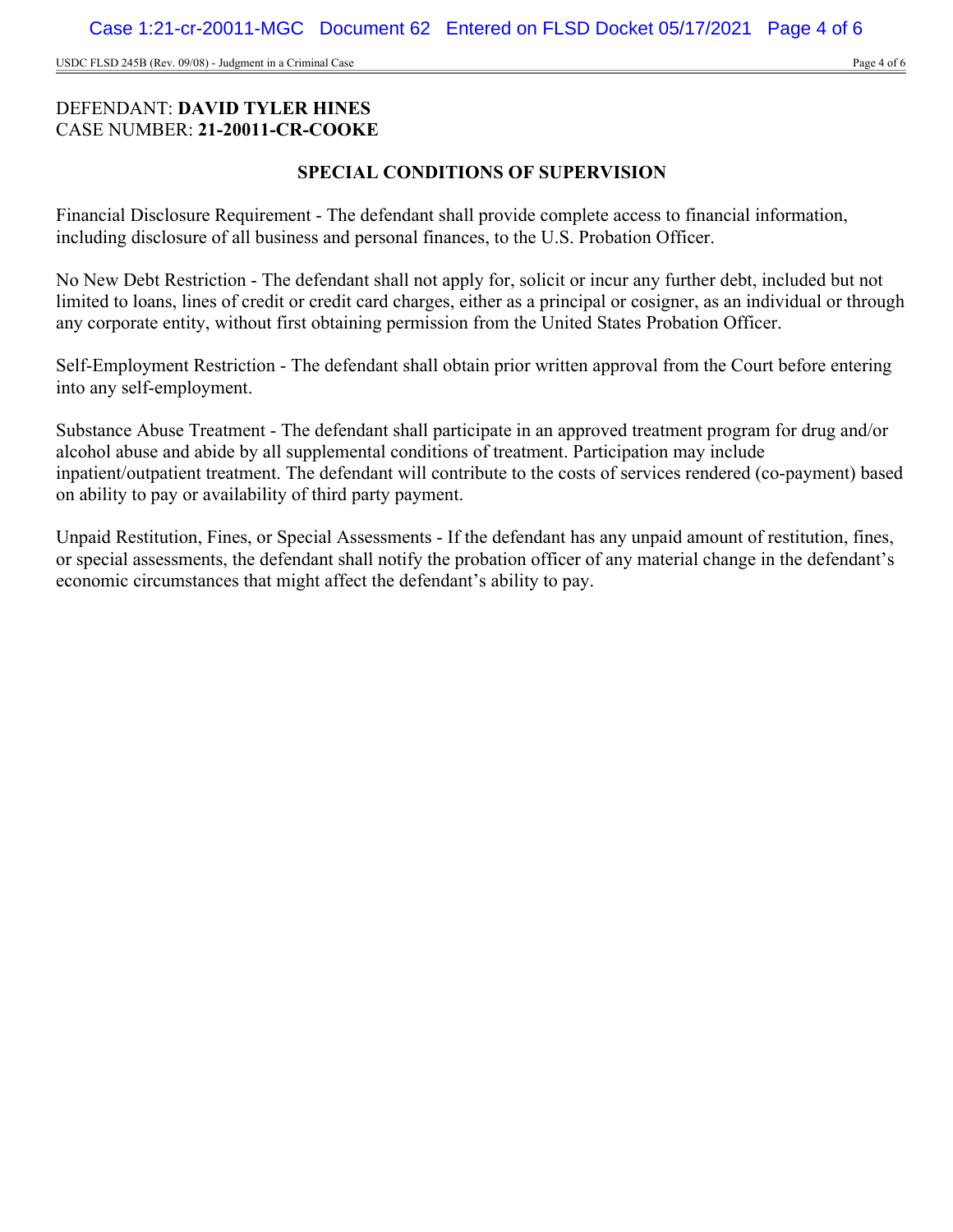DEFENDANT: **DAVID TYLER HINES**
CASE NUMBER: **21-20011-CR-COOKE**

## SPECIAL CONDITIONS OF SUPERVISION

Financial Disclosure Requirement - The defendant shall provide complete access to financial information, including disclosure of all business and personal finances, to the U.S. Probation Officer.

No New Debt Restriction - The defendant shall not apply for, solicit or incur any further debt, included but not limited to loans, lines of credit or credit card charges, either as a principal or cosigner, as an individual or through any corporate entity, without first obtaining permission from the United States Probation Officer.

Self-Employment Restriction - The defendant shall obtain prior written approval from the Court before entering into any self-employment.

Substance Abuse Treatment - The defendant shall participate in an approved treatment program for drug and/or alcohol abuse and abide by all supplemental conditions of treatment. Participation may include inpatient/outpatient treatment. The defendant will contribute to the costs of services rendered (co-payment) based on ability to pay or availability of third party payment.

Unpaid Restitution, Fines, or Special Assessments - If the defendant has any unpaid amount of restitution, fines, or special assessments, the defendant shall notify the probation officer of any material change in the defendant's economic circumstances that might affect the defendant's ability to pay.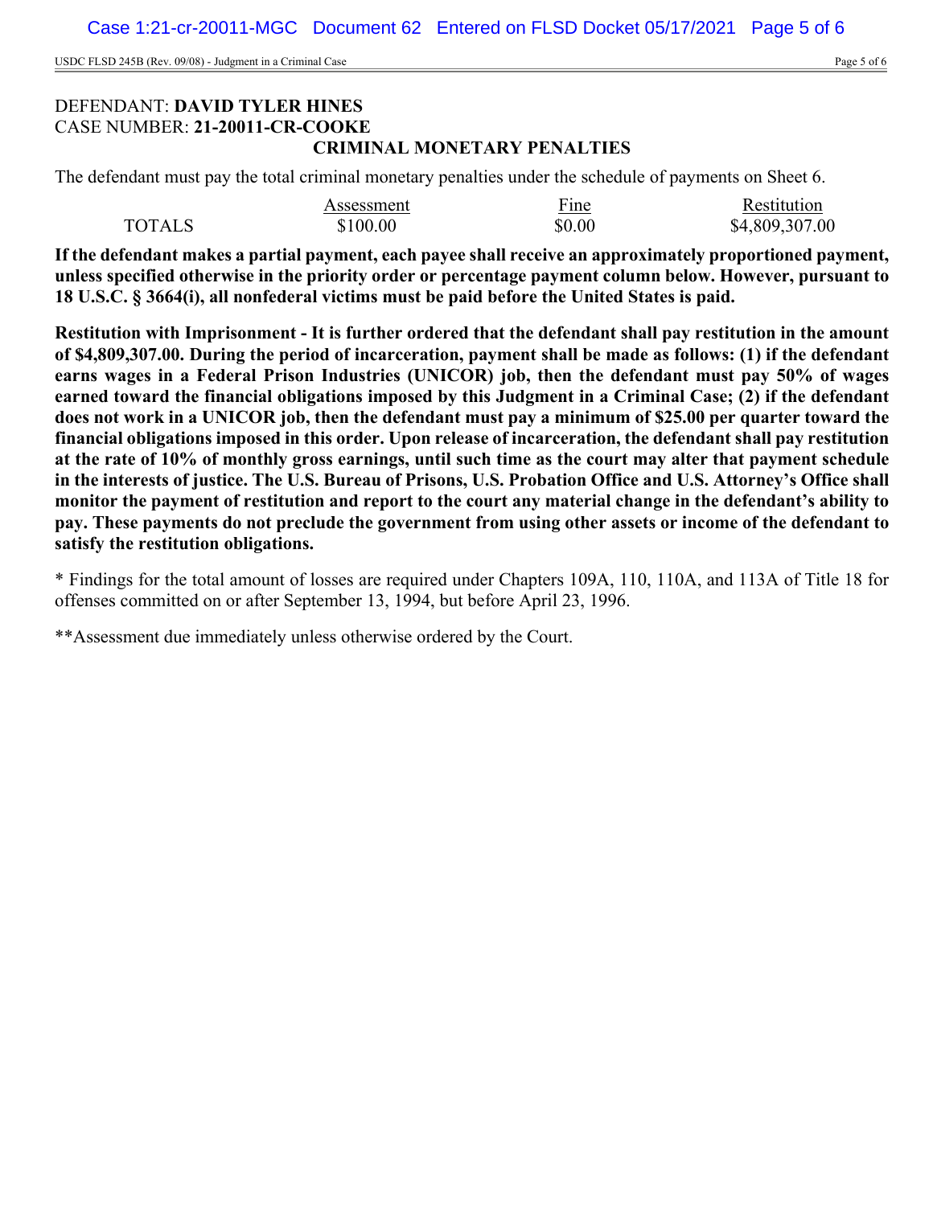DEFENDANT: **DAVID TYLER HINES**
CASE NUMBER: **21-20011-CR-COOKE**

## CRIMINAL MONETARY PENALTIES

The defendant must pay the total criminal monetary penalties under the schedule of payments on Sheet 6.

| | Assessment | Fine | Restitution |
|---|---|---|---|
| TOTALS | $100.00 | $0.00 | $4,809,307.00 |

**If the defendant makes a partial payment, each payee shall receive an approximately proportioned payment, unless specified otherwise in the priority order or percentage payment column below. However, pursuant to 18 U.S.C. § 3664(i), all nonfederal victims must be paid before the United States is paid.**

**Restitution with Imprisonment - It is further ordered that the defendant shall pay restitution in the amount of $4,809,307.00. During the period of incarceration, payment shall be made as follows: (1) if the defendant earns wages in a Federal Prison Industries (UNICOR) job, then the defendant must pay 50% of wages earned toward the financial obligations imposed by this Judgment in a Criminal Case; (2) if the defendant does not work in a UNICOR job, then the defendant must pay a minimum of $25.00 per quarter toward the financial obligations imposed in this order. Upon release of incarceration, the defendant shall pay restitution at the rate of 10% of monthly gross earnings, until such time as the court may alter that payment schedule in the interests of justice. The U.S. Bureau of Prisons, U.S. Probation Office and U.S. Attorney's Office shall monitor the payment of restitution and report to the court any material change in the defendant's ability to pay. These payments do not preclude the government from using other assets or income of the defendant to satisfy the restitution obligations.**

* Findings for the total amount of losses are required under Chapters 109A, 110, 110A, and 113A of Title 18 for offenses committed on or after September 13, 1994, but before April 23, 1996.

**Assessment due immediately unless otherwise ordered by the Court.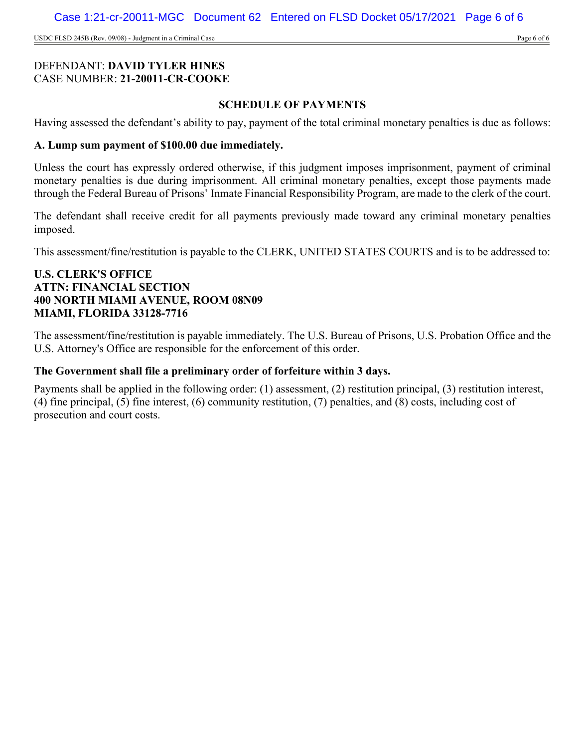DEFENDANT: **DAVID TYLER HINES**
CASE NUMBER: **21-20011-CR-COOKE**

## SCHEDULE OF PAYMENTS

Having assessed the defendant's ability to pay, payment of the total criminal monetary penalties is due as follows:

**A. Lump sum payment of $100.00 due immediately.**

Unless the court has expressly ordered otherwise, if this judgment imposes imprisonment, payment of criminal monetary penalties is due during imprisonment. All criminal monetary penalties, except those payments made through the Federal Bureau of Prisons' Inmate Financial Responsibility Program, are made to the clerk of the court.

The defendant shall receive credit for all payments previously made toward any criminal monetary penalties imposed.

This assessment/fine/restitution is payable to the CLERK, UNITED STATES COURTS and is to be addressed to:

**U.S. CLERK'S OFFICE**
**ATTN: FINANCIAL SECTION**
**400 NORTH MIAMI AVENUE, ROOM 08N09**
**MIAMI, FLORIDA 33128-7716**

The assessment/fine/restitution is payable immediately. The U.S. Bureau of Prisons, U.S. Probation Office and the U.S. Attorney's Office are responsible for the enforcement of this order.

**The Government shall file a preliminary order of forfeiture within 3 days.**

Payments shall be applied in the following order: (1) assessment, (2) restitution principal, (3) restitution interest, (4) fine principal, (5) fine interest, (6) community restitution, (7) penalties, and (8) costs, including cost of prosecution and court costs.